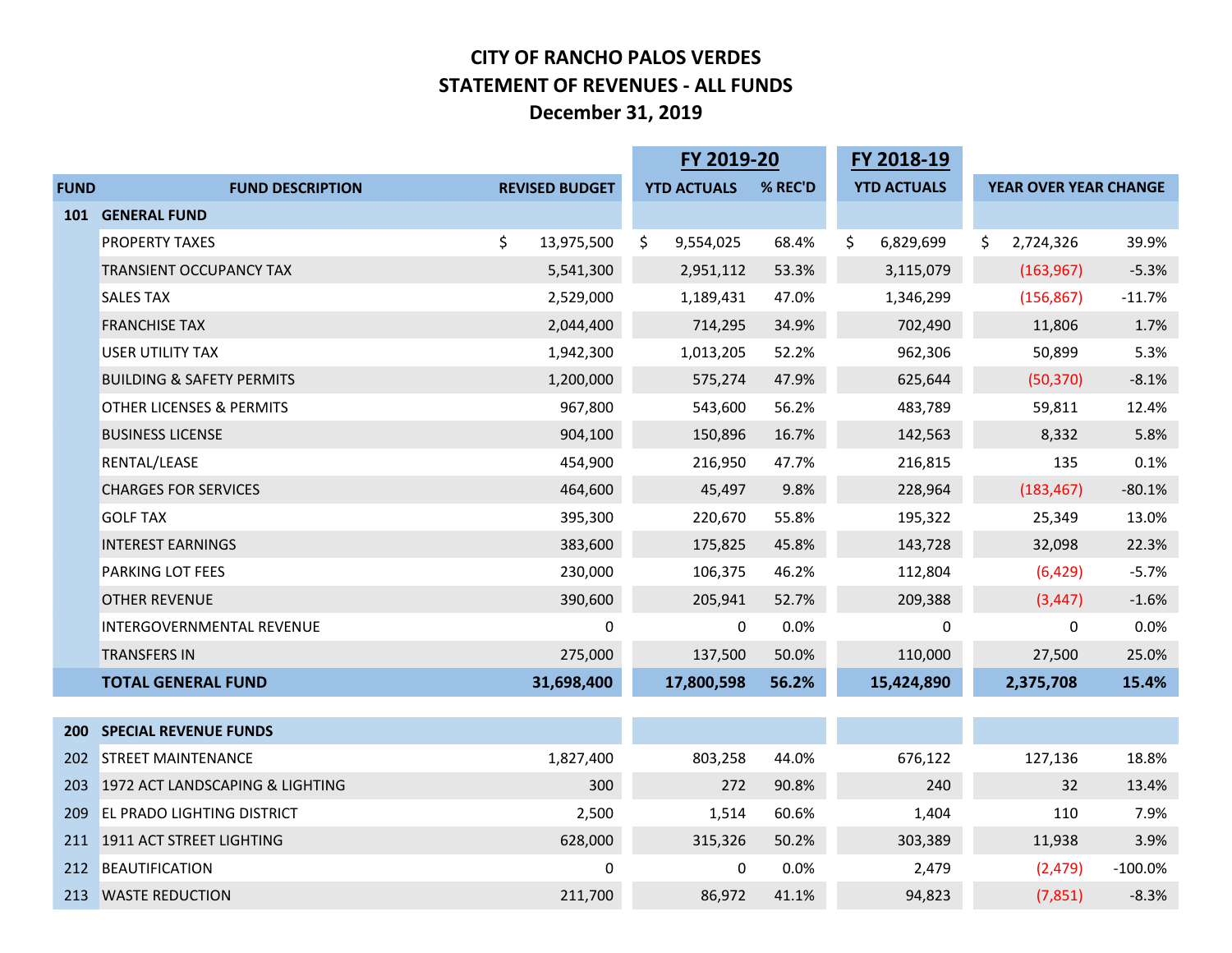# CITY OF RANCHO PALOS VERDES
## STATEMENT OF REVENUES - ALL FUNDS
### December 31, 2019

| FUND | FUND DESCRIPTION | REVISED BUDGET | FY 2019-20 YTD ACTUALS | FY 2019-20 % REC'D | FY 2018-19 YTD ACTUALS | YEAR OVER YEAR CHANGE | |
|---|---|---|---|---|---|---|---|
| **101** | **GENERAL FUND** | | | | | | |
| | PROPERTY TAXES | $ 13,975,500 | $ 9,554,025 | 68.4% | $ 6,829,699 | $ 2,724,326 | 39.9% |
| | TRANSIENT OCCUPANCY TAX | 5,541,300 | 2,951,112 | 53.3% | 3,115,079 | (163,967) | -5.3% |
| | SALES TAX | 2,529,000 | 1,189,431 | 47.0% | 1,346,299 | (156,867) | -11.7% |
| | FRANCHISE TAX | 2,044,400 | 714,295 | 34.9% | 702,490 | 11,806 | 1.7% |
| | USER UTILITY TAX | 1,942,300 | 1,013,205 | 52.2% | 962,306 | 50,899 | 5.3% |
| | BUILDING & SAFETY PERMITS | 1,200,000 | 575,274 | 47.9% | 625,644 | (50,370) | -8.1% |
| | OTHER LICENSES & PERMITS | 967,800 | 543,600 | 56.2% | 483,789 | 59,811 | 12.4% |
| | BUSINESS LICENSE | 904,100 | 150,896 | 16.7% | 142,563 | 8,332 | 5.8% |
| | RENTAL/LEASE | 454,900 | 216,950 | 47.7% | 216,815 | 135 | 0.1% |
| | CHARGES FOR SERVICES | 464,600 | 45,497 | 9.8% | 228,964 | (183,467) | -80.1% |
| | GOLF TAX | 395,300 | 220,670 | 55.8% | 195,322 | 25,349 | 13.0% |
| | INTEREST EARNINGS | 383,600 | 175,825 | 45.8% | 143,728 | 32,098 | 22.3% |
| | PARKING LOT FEES | 230,000 | 106,375 | 46.2% | 112,804 | (6,429) | -5.7% |
| | OTHER REVENUE | 390,600 | 205,941 | 52.7% | 209,388 | (3,447) | -1.6% |
| | INTERGOVERNMENTAL REVENUE | 0 | 0 | 0.0% | 0 | 0 | 0.0% |
| | TRANSFERS IN | 275,000 | 137,500 | 50.0% | 110,000 | 27,500 | 25.0% |
| | **TOTAL GENERAL FUND** | **31,698,400** | **17,800,598** | **56.2%** | **15,424,890** | **2,375,708** | **15.4%** |
| **200** | **SPECIAL REVENUE FUNDS** | | | | | | |
| 202 | STREET MAINTENANCE | 1,827,400 | 803,258 | 44.0% | 676,122 | 127,136 | 18.8% |
| 203 | 1972 ACT LANDSCAPING & LIGHTING | 300 | 272 | 90.8% | 240 | 32 | 13.4% |
| 209 | EL PRADO LIGHTING DISTRICT | 2,500 | 1,514 | 60.6% | 1,404 | 110 | 7.9% |
| 211 | 1911 ACT STREET LIGHTING | 628,000 | 315,326 | 50.2% | 303,389 | 11,938 | 3.9% |
| 212 | BEAUTIFICATION | 0 | 0 | 0.0% | 2,479 | (2,479) | -100.0% |
| 213 | WASTE REDUCTION | 211,700 | 86,972 | 41.1% | 94,823 | (7,851) | -8.3% |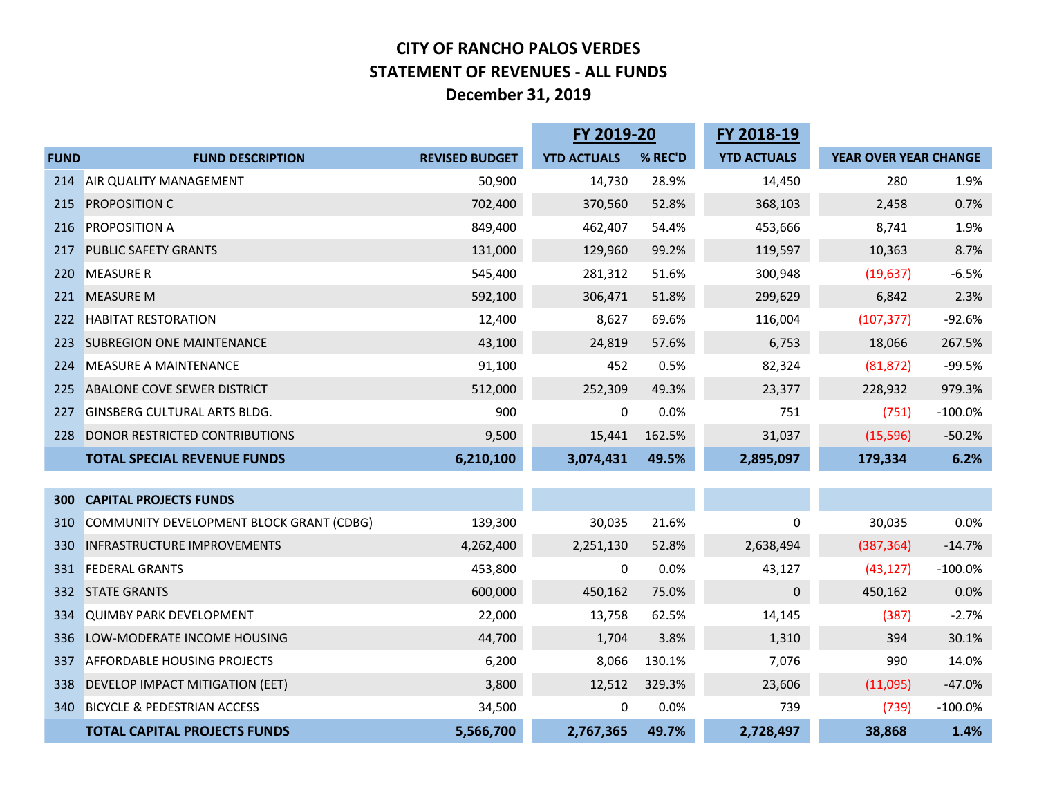# CITY OF RANCHO PALOS VERDES
## STATEMENT OF REVENUES - ALL FUNDS
### December 31, 2019

| | | | FY 2019-20 | | FY 2018-19 | | |
|---|---|---|---|---|---|---|---|
| **FUND** | **FUND DESCRIPTION** | **REVISED BUDGET** | **YTD ACTUALS** | **% REC'D** | **YTD ACTUALS** | **YEAR OVER YEAR CHANGE** | |
| 214 | AIR QUALITY MANAGEMENT | 50,900 | 14,730 | 28.9% | 14,450 | 280 | 1.9% |
| 215 | PROPOSITION C | 702,400 | 370,560 | 52.8% | 368,103 | 2,458 | 0.7% |
| 216 | PROPOSITION A | 849,400 | 462,407 | 54.4% | 453,666 | 8,741 | 1.9% |
| 217 | PUBLIC SAFETY GRANTS | 131,000 | 129,960 | 99.2% | 119,597 | 10,363 | 8.7% |
| 220 | MEASURE R | 545,400 | 281,312 | 51.6% | 300,948 | (19,637) | -6.5% |
| 221 | MEASURE M | 592,100 | 306,471 | 51.8% | 299,629 | 6,842 | 2.3% |
| 222 | HABITAT RESTORATION | 12,400 | 8,627 | 69.6% | 116,004 | (107,377) | -92.6% |
| 223 | SUBREGION ONE MAINTENANCE | 43,100 | 24,819 | 57.6% | 6,753 | 18,066 | 267.5% |
| 224 | MEASURE A MAINTENANCE | 91,100 | 452 | 0.5% | 82,324 | (81,872) | -99.5% |
| 225 | ABALONE COVE SEWER DISTRICT | 512,000 | 252,309 | 49.3% | 23,377 | 228,932 | 979.3% |
| 227 | GINSBERG CULTURAL ARTS BLDG. | 900 | 0 | 0.0% | 751 | (751) | -100.0% |
| 228 | DONOR RESTRICTED CONTRIBUTIONS | 9,500 | 15,441 | 162.5% | 31,037 | (15,596) | -50.2% |
| | **TOTAL SPECIAL REVENUE FUNDS** | **6,210,100** | **3,074,431** | **49.5%** | **2,895,097** | **179,334** | **6.2%** |
| | | | | | | | |
| **300** | **CAPITAL PROJECTS FUNDS** | | | | | | |
| 310 | COMMUNITY DEVELOPMENT BLOCK GRANT (CDBG) | 139,300 | 30,035 | 21.6% | 0 | 30,035 | 0.0% |
| 330 | INFRASTRUCTURE IMPROVEMENTS | 4,262,400 | 2,251,130 | 52.8% | 2,638,494 | (387,364) | -14.7% |
| 331 | FEDERAL GRANTS | 453,800 | 0 | 0.0% | 43,127 | (43,127) | -100.0% |
| 332 | STATE GRANTS | 600,000 | 450,162 | 75.0% | 0 | 450,162 | 0.0% |
| 334 | QUIMBY PARK DEVELOPMENT | 22,000 | 13,758 | 62.5% | 14,145 | (387) | -2.7% |
| 336 | LOW-MODERATE INCOME HOUSING | 44,700 | 1,704 | 3.8% | 1,310 | 394 | 30.1% |
| 337 | AFFORDABLE HOUSING PROJECTS | 6,200 | 8,066 | 130.1% | 7,076 | 990 | 14.0% |
| 338 | DEVELOP IMPACT MITIGATION (EET) | 3,800 | 12,512 | 329.3% | 23,606 | (11,095) | -47.0% |
| 340 | BICYCLE & PEDESTRIAN ACCESS | 34,500 | 0 | 0.0% | 739 | (739) | -100.0% |
| | **TOTAL CAPITAL PROJECTS FUNDS** | **5,566,700** | **2,767,365** | **49.7%** | **2,728,497** | **38,868** | **1.4%** |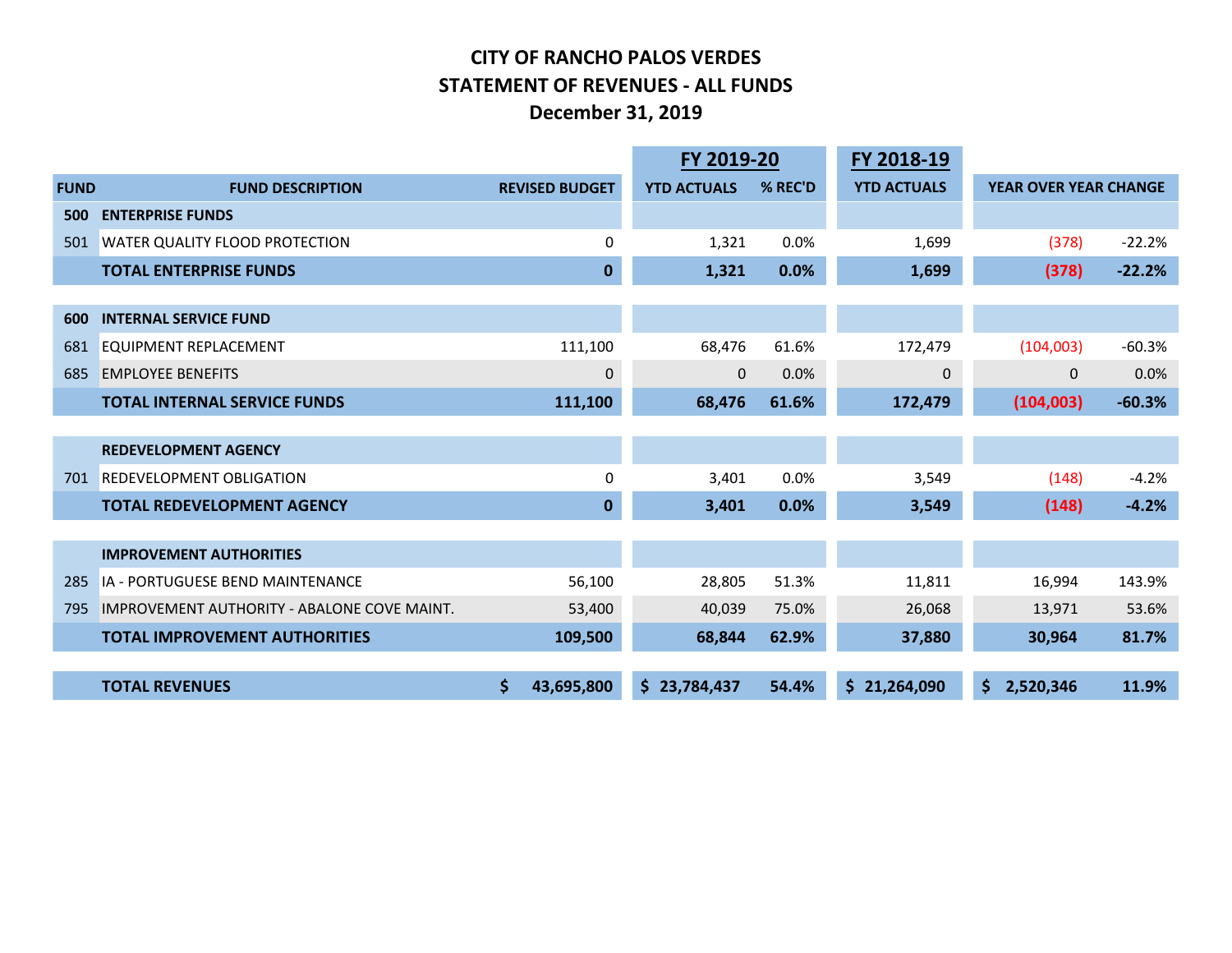# CITY OF RANCHO PALOS VERDES
## STATEMENT OF REVENUES - ALL FUNDS
## December 31, 2019

| | | | FY 2019-20 | | FY 2018-19 | | |
|---|---|---|---|---|---|---|---|
| **FUND** | **FUND DESCRIPTION** | **REVISED BUDGET** | **YTD ACTUALS** | **% REC'D** | **YTD ACTUALS** | **YEAR OVER YEAR CHANGE** | |
| **500** | **ENTERPRISE FUNDS** | | | | | | |
| 501 | WATER QUALITY FLOOD PROTECTION | 0 | 1,321 | 0.0% | 1,699 | (378) | -22.2% |
| | **TOTAL ENTERPRISE FUNDS** | **0** | **1,321** | **0.0%** | **1,699** | **(378)** | **-22.2%** |
| **600** | **INTERNAL SERVICE FUND** | | | | | | |
| 681 | EQUIPMENT REPLACEMENT | 111,100 | 68,476 | 61.6% | 172,479 | (104,003) | -60.3% |
| 685 | EMPLOYEE BENEFITS | 0 | 0 | 0.0% | 0 | 0 | 0.0% |
| | **TOTAL INTERNAL SERVICE FUNDS** | **111,100** | **68,476** | **61.6%** | **172,479** | **(104,003)** | **-60.3%** |
| | **REDEVELOPMENT AGENCY** | | | | | | |
| 701 | REDEVELOPMENT OBLIGATION | 0 | 3,401 | 0.0% | 3,549 | (148) | -4.2% |
| | **TOTAL REDEVELOPMENT AGENCY** | **0** | **3,401** | **0.0%** | **3,549** | **(148)** | **-4.2%** |
| | **IMPROVEMENT AUTHORITIES** | | | | | | |
| 285 | IA - PORTUGUESE BEND MAINTENANCE | 56,100 | 28,805 | 51.3% | 11,811 | 16,994 | 143.9% |
| 795 | IMPROVEMENT AUTHORITY - ABALONE COVE MAINT. | 53,400 | 40,039 | 75.0% | 26,068 | 13,971 | 53.6% |
| | **TOTAL IMPROVEMENT AUTHORITIES** | **109,500** | **68,844** | **62.9%** | **37,880** | **30,964** | **81.7%** |
| | **TOTAL REVENUES** | **$ 43,695,800** | **$ 23,784,437** | **54.4%** | **$ 21,264,090** | **$ 2,520,346** | **11.9%** |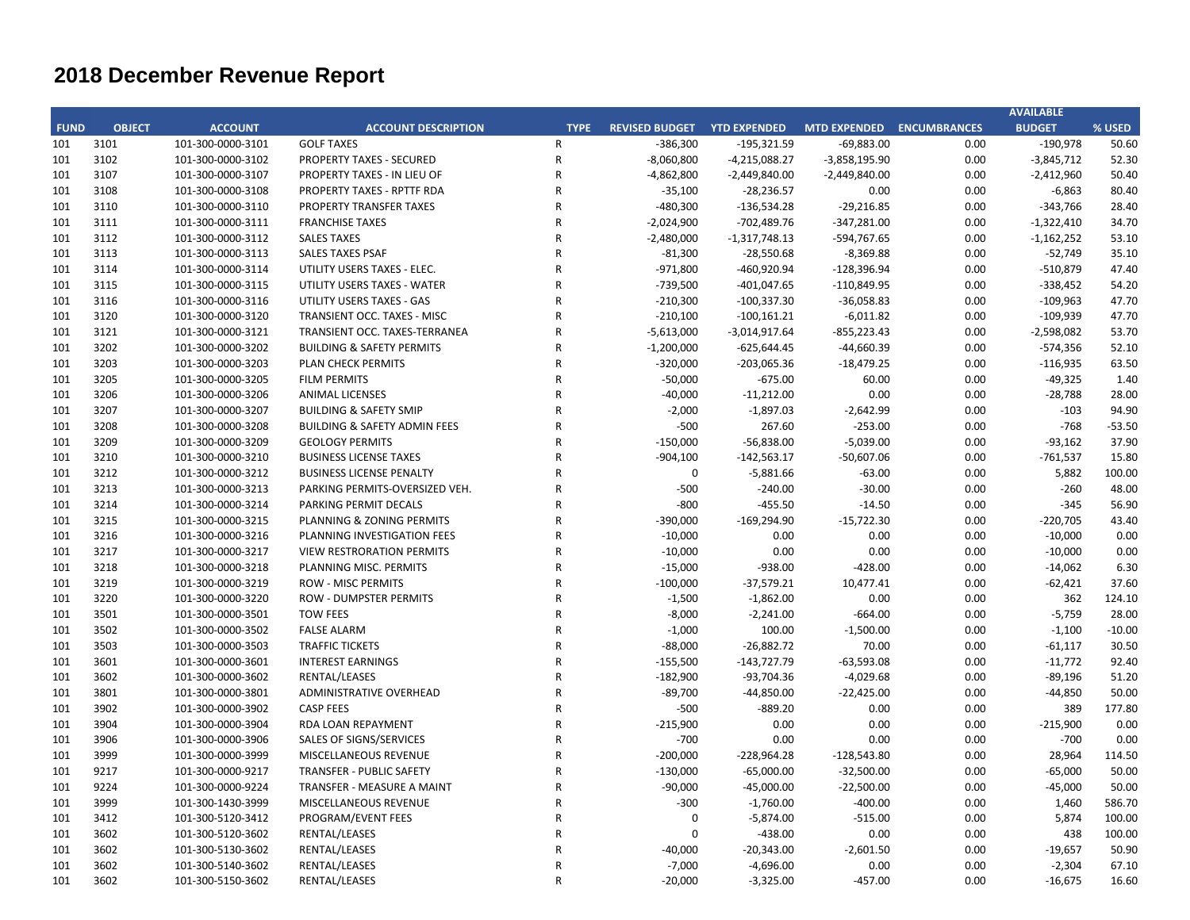# 2018 December Revenue Report

| FUND | OBJECT | ACCOUNT | ACCOUNT DESCRIPTION | TYPE | REVISED BUDGET | YTD EXPENDED | MTD EXPENDED | ENCUMBRANCES | AVAILABLE BUDGET | % USED |
|---|---|---|---|---|---|---|---|---|---|---|
| 101 | 3101 | 101-300-0000-3101 | GOLF TAXES | R | -386,300 | -195,321.59 | -69,883.00 | 0.00 | -190,978 | 50.60 |
| 101 | 3102 | 101-300-0000-3102 | PROPERTY TAXES - SECURED | R | -8,060,800 | -4,215,088.27 | -3,858,195.90 | 0.00 | -3,845,712 | 52.30 |
| 101 | 3107 | 101-300-0000-3107 | PROPERTY TAXES - IN LIEU OF | R | -4,862,800 | -2,449,840.00 | -2,449,840.00 | 0.00 | -2,412,960 | 50.40 |
| 101 | 3108 | 101-300-0000-3108 | PROPERTY TAXES - RPTTF RDA | R | -35,100 | -28,236.57 | 0.00 | 0.00 | -6,863 | 80.40 |
| 101 | 3110 | 101-300-0000-3110 | PROPERTY TRANSFER TAXES | R | -480,300 | -136,534.28 | -29,216.85 | 0.00 | -343,766 | 28.40 |
| 101 | 3111 | 101-300-0000-3111 | FRANCHISE TAXES | R | -2,024,900 | -702,489.76 | -347,281.00 | 0.00 | -1,322,410 | 34.70 |
| 101 | 3112 | 101-300-0000-3112 | SALES TAXES | R | -2,480,000 | -1,317,748.13 | -594,767.65 | 0.00 | -1,162,252 | 53.10 |
| 101 | 3113 | 101-300-0000-3113 | SALES TAXES PSAF | R | -81,300 | -28,550.68 | -8,369.88 | 0.00 | -52,749 | 35.10 |
| 101 | 3114 | 101-300-0000-3114 | UTILITY USERS TAXES - ELEC. | R | -971,800 | -460,920.94 | -128,396.94 | 0.00 | -510,879 | 47.40 |
| 101 | 3115 | 101-300-0000-3115 | UTILITY USERS TAXES - WATER | R | -739,500 | -401,047.65 | -110,849.95 | 0.00 | -338,452 | 54.20 |
| 101 | 3116 | 101-300-0000-3116 | UTILITY USERS TAXES - GAS | R | -210,300 | -100,337.30 | -36,058.83 | 0.00 | -109,963 | 47.70 |
| 101 | 3120 | 101-300-0000-3120 | TRANSIENT OCC. TAXES - MISC | R | -210,100 | -100,161.21 | -6,011.82 | 0.00 | -109,939 | 47.70 |
| 101 | 3121 | 101-300-0000-3121 | TRANSIENT OCC. TAXES-TERRANEA | R | -5,613,000 | -3,014,917.64 | -855,223.43 | 0.00 | -2,598,082 | 53.70 |
| 101 | 3202 | 101-300-0000-3202 | BUILDING & SAFETY PERMITS | R | -1,200,000 | -625,644.45 | -44,660.39 | 0.00 | -574,356 | 52.10 |
| 101 | 3203 | 101-300-0000-3203 | PLAN CHECK PERMITS | R | -320,000 | -203,065.36 | -18,479.25 | 0.00 | -116,935 | 63.50 |
| 101 | 3205 | 101-300-0000-3205 | FILM PERMITS | R | -50,000 | -675.00 | 60.00 | 0.00 | -49,325 | 1.40 |
| 101 | 3206 | 101-300-0000-3206 | ANIMAL LICENSES | R | -40,000 | -11,212.00 | 0.00 | 0.00 | -28,788 | 28.00 |
| 101 | 3207 | 101-300-0000-3207 | BUILDING & SAFETY SMIP | R | -2,000 | -1,897.03 | -2,642.99 | 0.00 | -103 | 94.90 |
| 101 | 3208 | 101-300-0000-3208 | BUILDING & SAFETY ADMIN FEES | R | -500 | 267.60 | -253.00 | 0.00 | -768 | -53.50 |
| 101 | 3209 | 101-300-0000-3209 | GEOLOGY PERMITS | R | -150,000 | -56,838.00 | -5,039.00 | 0.00 | -93,162 | 37.90 |
| 101 | 3210 | 101-300-0000-3210 | BUSINESS LICENSE TAXES | R | -904,100 | -142,563.17 | -50,607.06 | 0.00 | -761,537 | 15.80 |
| 101 | 3212 | 101-300-0000-3212 | BUSINESS LICENSE PENALTY | R | 0 | -5,881.66 | -63.00 | 0.00 | 5,882 | 100.00 |
| 101 | 3213 | 101-300-0000-3213 | PARKING PERMITS-OVERSIZED VEH. | R | -500 | -240.00 | -30.00 | 0.00 | -260 | 48.00 |
| 101 | 3214 | 101-300-0000-3214 | PARKING PERMIT DECALS | R | -800 | -455.50 | -14.50 | 0.00 | -345 | 56.90 |
| 101 | 3215 | 101-300-0000-3215 | PLANNING & ZONING PERMITS | R | -390,000 | -169,294.90 | -15,722.30 | 0.00 | -220,705 | 43.40 |
| 101 | 3216 | 101-300-0000-3216 | PLANNING INVESTIGATION FEES | R | -10,000 | 0.00 | 0.00 | 0.00 | -10,000 | 0.00 |
| 101 | 3217 | 101-300-0000-3217 | VIEW RESTRORATION PERMITS | R | -10,000 | 0.00 | 0.00 | 0.00 | -10,000 | 0.00 |
| 101 | 3218 | 101-300-0000-3218 | PLANNING MISC. PERMITS | R | -15,000 | -938.00 | -428.00 | 0.00 | -14,062 | 6.30 |
| 101 | 3219 | 101-300-0000-3219 | ROW - MISC PERMITS | R | -100,000 | -37,579.21 | 10,477.41 | 0.00 | -62,421 | 37.60 |
| 101 | 3220 | 101-300-0000-3220 | ROW - DUMPSTER PERMITS | R | -1,500 | -1,862.00 | 0.00 | 0.00 | 362 | 124.10 |
| 101 | 3501 | 101-300-0000-3501 | TOW FEES | R | -8,000 | -2,241.00 | -664.00 | 0.00 | -5,759 | 28.00 |
| 101 | 3502 | 101-300-0000-3502 | FALSE ALARM | R | -1,000 | 100.00 | -1,500.00 | 0.00 | -1,100 | -10.00 |
| 101 | 3503 | 101-300-0000-3503 | TRAFFIC TICKETS | R | -88,000 | -26,882.72 | 70.00 | 0.00 | -61,117 | 30.50 |
| 101 | 3601 | 101-300-0000-3601 | INTEREST EARNINGS | R | -155,500 | -143,727.79 | -63,593.08 | 0.00 | -11,772 | 92.40 |
| 101 | 3602 | 101-300-0000-3602 | RENTAL/LEASES | R | -182,900 | -93,704.36 | -4,029.68 | 0.00 | -89,196 | 51.20 |
| 101 | 3801 | 101-300-0000-3801 | ADMINISTRATIVE OVERHEAD | R | -89,700 | -44,850.00 | -22,425.00 | 0.00 | -44,850 | 50.00 |
| 101 | 3902 | 101-300-0000-3902 | CASP FEES | R | -500 | -889.20 | 0.00 | 0.00 | 389 | 177.80 |
| 101 | 3904 | 101-300-0000-3904 | RDA LOAN REPAYMENT | R | -215,900 | 0.00 | 0.00 | 0.00 | -215,900 | 0.00 |
| 101 | 3906 | 101-300-0000-3906 | SALES OF SIGNS/SERVICES | R | -700 | 0.00 | 0.00 | 0.00 | -700 | 0.00 |
| 101 | 3999 | 101-300-0000-3999 | MISCELLANEOUS REVENUE | R | -200,000 | -228,964.28 | -128,543.80 | 0.00 | 28,964 | 114.50 |
| 101 | 9217 | 101-300-0000-9217 | TRANSFER - PUBLIC SAFETY | R | -130,000 | -65,000.00 | -32,500.00 | 0.00 | -65,000 | 50.00 |
| 101 | 9224 | 101-300-0000-9224 | TRANSFER - MEASURE A MAINT | R | -90,000 | -45,000.00 | -22,500.00 | 0.00 | -45,000 | 50.00 |
| 101 | 3999 | 101-300-1430-3999 | MISCELLANEOUS REVENUE | R | -300 | -1,760.00 | -400.00 | 0.00 | 1,460 | 586.70 |
| 101 | 3412 | 101-300-5120-3412 | PROGRAM/EVENT FEES | R | 0 | -5,874.00 | -515.00 | 0.00 | 5,874 | 100.00 |
| 101 | 3602 | 101-300-5120-3602 | RENTAL/LEASES | R | 0 | -438.00 | 0.00 | 0.00 | 438 | 100.00 |
| 101 | 3602 | 101-300-5130-3602 | RENTAL/LEASES | R | -40,000 | -20,343.00 | -2,601.50 | 0.00 | -19,657 | 50.90 |
| 101 | 3602 | 101-300-5140-3602 | RENTAL/LEASES | R | -7,000 | -4,696.00 | 0.00 | 0.00 | -2,304 | 67.10 |
| 101 | 3602 | 101-300-5150-3602 | RENTAL/LEASES | R | -20,000 | -3,325.00 | -457.00 | 0.00 | -16,675 | 16.60 |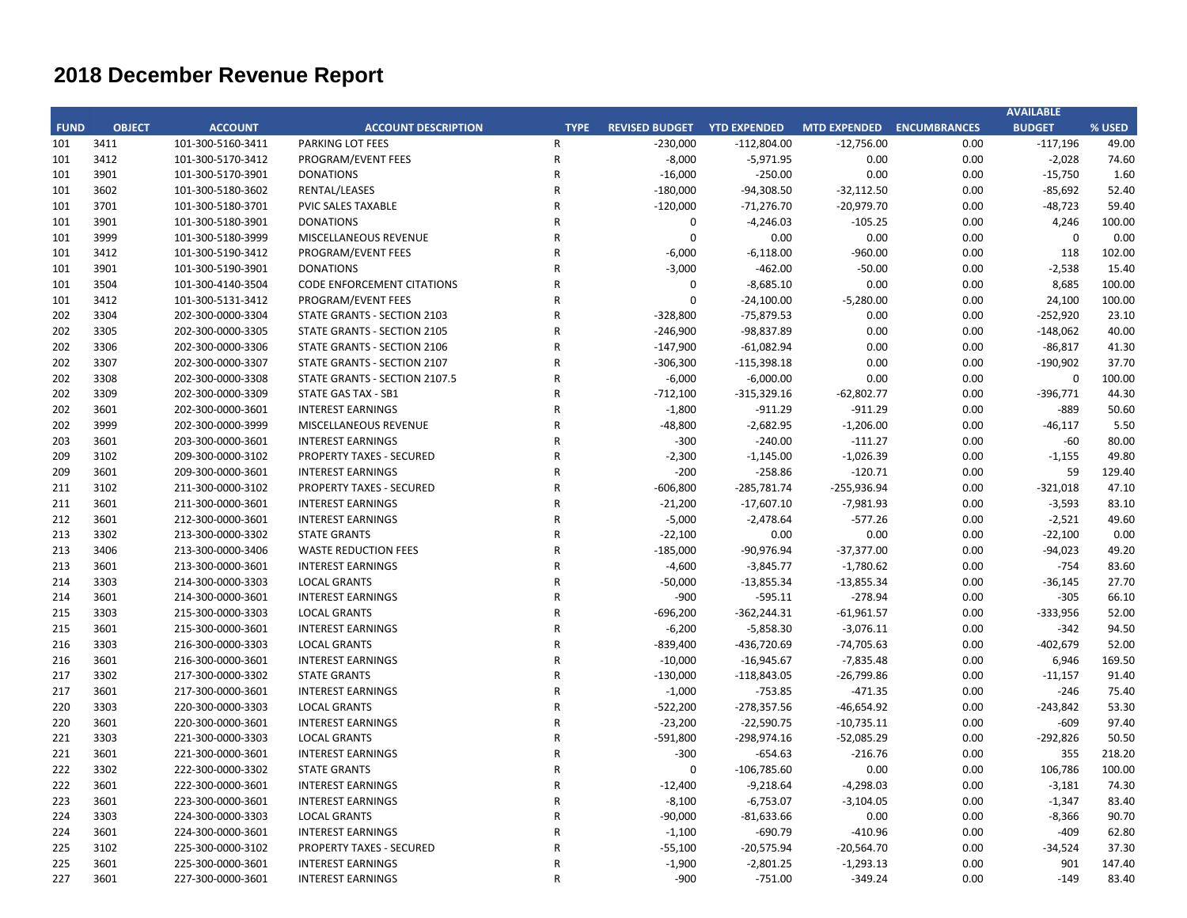# 2018 December Revenue Report

| FUND | OBJECT | ACCOUNT | ACCOUNT DESCRIPTION | TYPE | REVISED BUDGET | YTD EXPENDED | MTD EXPENDED | ENCUMBRANCES | AVAILABLE BUDGET | % USED |
|---|---|---|---|---|---|---|---|---|---|---|
| 101 | 3411 | 101-300-5160-3411 | PARKING LOT FEES | R | -230,000 | -112,804.00 | -12,756.00 | 0.00 | -117,196 | 49.00 |
| 101 | 3412 | 101-300-5170-3412 | PROGRAM/EVENT FEES | R | -8,000 | -5,971.95 | 0.00 | 0.00 | -2,028 | 74.60 |
| 101 | 3901 | 101-300-5170-3901 | DONATIONS | R | -16,000 | -250.00 | 0.00 | 0.00 | -15,750 | 1.60 |
| 101 | 3602 | 101-300-5180-3602 | RENTAL/LEASES | R | -180,000 | -94,308.50 | -32,112.50 | 0.00 | -85,692 | 52.40 |
| 101 | 3701 | 101-300-5180-3701 | PVIC SALES TAXABLE | R | -120,000 | -71,276.70 | -20,979.70 | 0.00 | -48,723 | 59.40 |
| 101 | 3901 | 101-300-5180-3901 | DONATIONS | R | 0 | -4,246.03 | -105.25 | 0.00 | 4,246 | 100.00 |
| 101 | 3999 | 101-300-5180-3999 | MISCELLANEOUS REVENUE | R | 0 | 0.00 | 0.00 | 0.00 | 0 | 0.00 |
| 101 | 3412 | 101-300-5190-3412 | PROGRAM/EVENT FEES | R | -6,000 | -6,118.00 | -960.00 | 0.00 | 118 | 102.00 |
| 101 | 3901 | 101-300-5190-3901 | DONATIONS | R | -3,000 | -462.00 | -50.00 | 0.00 | -2,538 | 15.40 |
| 101 | 3504 | 101-300-4140-3504 | CODE ENFORCEMENT CITATIONS | R | 0 | -8,685.10 | 0.00 | 0.00 | 8,685 | 100.00 |
| 101 | 3412 | 101-300-5131-3412 | PROGRAM/EVENT FEES | R | 0 | -24,100.00 | -5,280.00 | 0.00 | 24,100 | 100.00 |
| 202 | 3304 | 202-300-0000-3304 | STATE GRANTS - SECTION 2103 | R | -328,800 | -75,879.53 | 0.00 | 0.00 | -252,920 | 23.10 |
| 202 | 3305 | 202-300-0000-3305 | STATE GRANTS - SECTION 2105 | R | -246,900 | -98,837.89 | 0.00 | 0.00 | -148,062 | 40.00 |
| 202 | 3306 | 202-300-0000-3306 | STATE GRANTS - SECTION 2106 | R | -147,900 | -61,082.94 | 0.00 | 0.00 | -86,817 | 41.30 |
| 202 | 3307 | 202-300-0000-3307 | STATE GRANTS - SECTION 2107 | R | -306,300 | -115,398.18 | 0.00 | 0.00 | -190,902 | 37.70 |
| 202 | 3308 | 202-300-0000-3308 | STATE GRANTS - SECTION 2107.5 | R | -6,000 | -6,000.00 | 0.00 | 0.00 | 0 | 100.00 |
| 202 | 3309 | 202-300-0000-3309 | STATE GAS TAX - SB1 | R | -712,100 | -315,329.16 | -62,802.77 | 0.00 | -396,771 | 44.30 |
| 202 | 3601 | 202-300-0000-3601 | INTEREST EARNINGS | R | -1,800 | -911.29 | -911.29 | 0.00 | -889 | 50.60 |
| 202 | 3999 | 202-300-0000-3999 | MISCELLANEOUS REVENUE | R | -48,800 | -2,682.95 | -1,206.00 | 0.00 | -46,117 | 5.50 |
| 203 | 3601 | 203-300-0000-3601 | INTEREST EARNINGS | R | -300 | -240.00 | -111.27 | 0.00 | -60 | 80.00 |
| 209 | 3102 | 209-300-0000-3102 | PROPERTY TAXES - SECURED | R | -2,300 | -1,145.00 | -1,026.39 | 0.00 | -1,155 | 49.80 |
| 209 | 3601 | 209-300-0000-3601 | INTEREST EARNINGS | R | -200 | -258.86 | -120.71 | 0.00 | 59 | 129.40 |
| 211 | 3102 | 211-300-0000-3102 | PROPERTY TAXES - SECURED | R | -606,800 | -285,781.74 | -255,936.94 | 0.00 | -321,018 | 47.10 |
| 211 | 3601 | 211-300-0000-3601 | INTEREST EARNINGS | R | -21,200 | -17,607.10 | -7,981.93 | 0.00 | -3,593 | 83.10 |
| 212 | 3601 | 212-300-0000-3601 | INTEREST EARNINGS | R | -5,000 | -2,478.64 | -577.26 | 0.00 | -2,521 | 49.60 |
| 213 | 3302 | 213-300-0000-3302 | STATE GRANTS | R | -22,100 | 0.00 | 0.00 | 0.00 | -22,100 | 0.00 |
| 213 | 3406 | 213-300-0000-3406 | WASTE REDUCTION FEES | R | -185,000 | -90,976.94 | -37,377.00 | 0.00 | -94,023 | 49.20 |
| 213 | 3601 | 213-300-0000-3601 | INTEREST EARNINGS | R | -4,600 | -3,845.77 | -1,780.62 | 0.00 | -754 | 83.60 |
| 214 | 3303 | 214-300-0000-3303 | LOCAL GRANTS | R | -50,000 | -13,855.34 | -13,855.34 | 0.00 | -36,145 | 27.70 |
| 214 | 3601 | 214-300-0000-3601 | INTEREST EARNINGS | R | -900 | -595.11 | -278.94 | 0.00 | -305 | 66.10 |
| 215 | 3303 | 215-300-0000-3303 | LOCAL GRANTS | R | -696,200 | -362,244.31 | -61,961.57 | 0.00 | -333,956 | 52.00 |
| 215 | 3601 | 215-300-0000-3601 | INTEREST EARNINGS | R | -6,200 | -5,858.30 | -3,076.11 | 0.00 | -342 | 94.50 |
| 216 | 3303 | 216-300-0000-3303 | LOCAL GRANTS | R | -839,400 | -436,720.69 | -74,705.63 | 0.00 | -402,679 | 52.00 |
| 216 | 3601 | 216-300-0000-3601 | INTEREST EARNINGS | R | -10,000 | -16,945.67 | -7,835.48 | 0.00 | 6,946 | 169.50 |
| 217 | 3302 | 217-300-0000-3302 | STATE GRANTS | R | -130,000 | -118,843.05 | -26,799.86 | 0.00 | -11,157 | 91.40 |
| 217 | 3601 | 217-300-0000-3601 | INTEREST EARNINGS | R | -1,000 | -753.85 | -471.35 | 0.00 | -246 | 75.40 |
| 220 | 3303 | 220-300-0000-3303 | LOCAL GRANTS | R | -522,200 | -278,357.56 | -46,654.92 | 0.00 | -243,842 | 53.30 |
| 220 | 3601 | 220-300-0000-3601 | INTEREST EARNINGS | R | -23,200 | -22,590.75 | -10,735.11 | 0.00 | -609 | 97.40 |
| 221 | 3303 | 221-300-0000-3303 | LOCAL GRANTS | R | -591,800 | -298,974.16 | -52,085.29 | 0.00 | -292,826 | 50.50 |
| 221 | 3601 | 221-300-0000-3601 | INTEREST EARNINGS | R | -300 | -654.63 | -216.76 | 0.00 | 355 | 218.20 |
| 222 | 3302 | 222-300-0000-3302 | STATE GRANTS | R | 0 | -106,785.60 | 0.00 | 0.00 | 106,786 | 100.00 |
| 222 | 3601 | 222-300-0000-3601 | INTEREST EARNINGS | R | -12,400 | -9,218.64 | -4,298.03 | 0.00 | -3,181 | 74.30 |
| 223 | 3601 | 223-300-0000-3601 | INTEREST EARNINGS | R | -8,100 | -6,753.07 | -3,104.05 | 0.00 | -1,347 | 83.40 |
| 224 | 3303 | 224-300-0000-3303 | LOCAL GRANTS | R | -90,000 | -81,633.66 | 0.00 | 0.00 | -8,366 | 90.70 |
| 224 | 3601 | 224-300-0000-3601 | INTEREST EARNINGS | R | -1,100 | -690.79 | -410.96 | 0.00 | -409 | 62.80 |
| 225 | 3102 | 225-300-0000-3102 | PROPERTY TAXES - SECURED | R | -55,100 | -20,575.94 | -20,564.70 | 0.00 | -34,524 | 37.30 |
| 225 | 3601 | 225-300-0000-3601 | INTEREST EARNINGS | R | -1,900 | -2,801.25 | -1,293.13 | 0.00 | 901 | 147.40 |
| 227 | 3601 | 227-300-0000-3601 | INTEREST EARNINGS | R | -900 | -751.00 | -349.24 | 0.00 | -149 | 83.40 |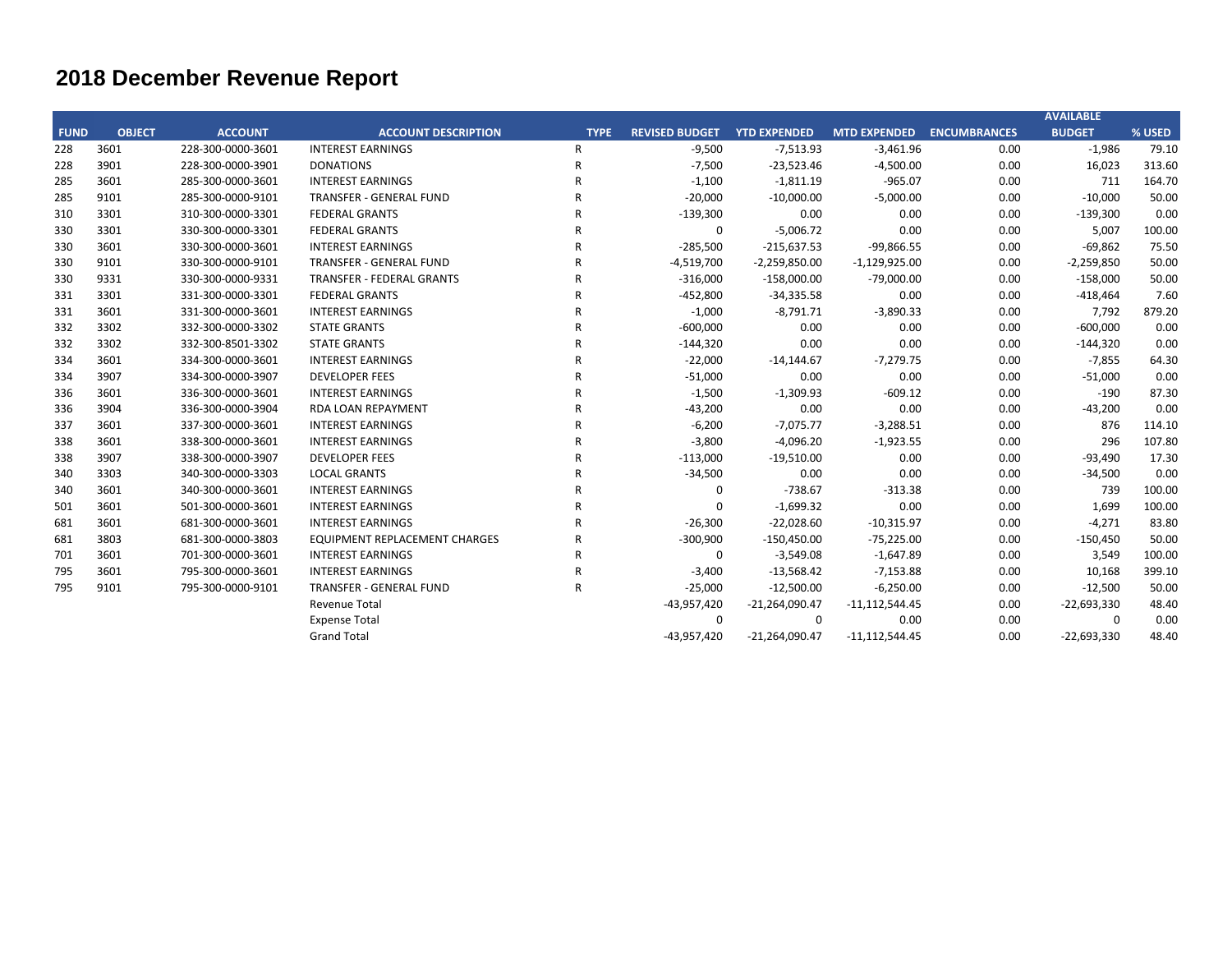# 2018 December Revenue Report

| FUND | OBJECT | ACCOUNT | ACCOUNT DESCRIPTION | TYPE | REVISED BUDGET | YTD EXPENDED | MTD EXPENDED | ENCUMBRANCES | AVAILABLE BUDGET | % USED |
|---|---|---|---|---|---|---|---|---|---|---|
| 228 | 3601 | 228-300-0000-3601 | INTEREST EARNINGS | R | -9,500 | -7,513.93 | -3,461.96 | 0.00 | -1,986 | 79.10 |
| 228 | 3901 | 228-300-0000-3901 | DONATIONS | R | -7,500 | -23,523.46 | -4,500.00 | 0.00 | 16,023 | 313.60 |
| 285 | 3601 | 285-300-0000-3601 | INTEREST EARNINGS | R | -1,100 | -1,811.19 | -965.07 | 0.00 | 711 | 164.70 |
| 285 | 9101 | 285-300-0000-9101 | TRANSFER - GENERAL FUND | R | -20,000 | -10,000.00 | -5,000.00 | 0.00 | -10,000 | 50.00 |
| 310 | 3301 | 310-300-0000-3301 | FEDERAL GRANTS | R | -139,300 | 0.00 | 0.00 | 0.00 | -139,300 | 0.00 |
| 330 | 3301 | 330-300-0000-3301 | FEDERAL GRANTS | R | 0 | -5,006.72 | 0.00 | 0.00 | 5,007 | 100.00 |
| 330 | 3601 | 330-300-0000-3601 | INTEREST EARNINGS | R | -285,500 | -215,637.53 | -99,866.55 | 0.00 | -69,862 | 75.50 |
| 330 | 9101 | 330-300-0000-9101 | TRANSFER - GENERAL FUND | R | -4,519,700 | -2,259,850.00 | -1,129,925.00 | 0.00 | -2,259,850 | 50.00 |
| 330 | 9331 | 330-300-0000-9331 | TRANSFER - FEDERAL GRANTS | R | -316,000 | -158,000.00 | -79,000.00 | 0.00 | -158,000 | 50.00 |
| 331 | 3301 | 331-300-0000-3301 | FEDERAL GRANTS | R | -452,800 | -34,335.58 | 0.00 | 0.00 | -418,464 | 7.60 |
| 331 | 3601 | 331-300-0000-3601 | INTEREST EARNINGS | R | -1,000 | -8,791.71 | -3,890.33 | 0.00 | 7,792 | 879.20 |
| 332 | 3302 | 332-300-0000-3302 | STATE GRANTS | R | -600,000 | 0.00 | 0.00 | 0.00 | -600,000 | 0.00 |
| 332 | 3302 | 332-300-8501-3302 | STATE GRANTS | R | -144,320 | 0.00 | 0.00 | 0.00 | -144,320 | 0.00 |
| 334 | 3601 | 334-300-0000-3601 | INTEREST EARNINGS | R | -22,000 | -14,144.67 | -7,279.75 | 0.00 | -7,855 | 64.30 |
| 334 | 3907 | 334-300-0000-3907 | DEVELOPER FEES | R | -51,000 | 0.00 | 0.00 | 0.00 | -51,000 | 0.00 |
| 336 | 3601 | 336-300-0000-3601 | INTEREST EARNINGS | R | -1,500 | -1,309.93 | -609.12 | 0.00 | -190 | 87.30 |
| 336 | 3904 | 336-300-0000-3904 | RDA LOAN REPAYMENT | R | -43,200 | 0.00 | 0.00 | 0.00 | -43,200 | 0.00 |
| 337 | 3601 | 337-300-0000-3601 | INTEREST EARNINGS | R | -6,200 | -7,075.77 | -3,288.51 | 0.00 | 876 | 114.10 |
| 338 | 3601 | 338-300-0000-3601 | INTEREST EARNINGS | R | -3,800 | -4,096.20 | -1,923.55 | 0.00 | 296 | 107.80 |
| 338 | 3907 | 338-300-0000-3907 | DEVELOPER FEES | R | -113,000 | -19,510.00 | 0.00 | 0.00 | -93,490 | 17.30 |
| 340 | 3303 | 340-300-0000-3303 | LOCAL GRANTS | R | -34,500 | 0.00 | 0.00 | 0.00 | -34,500 | 0.00 |
| 340 | 3601 | 340-300-0000-3601 | INTEREST EARNINGS | R | 0 | -738.67 | -313.38 | 0.00 | 739 | 100.00 |
| 501 | 3601 | 501-300-0000-3601 | INTEREST EARNINGS | R | 0 | -1,699.32 | 0.00 | 0.00 | 1,699 | 100.00 |
| 681 | 3601 | 681-300-0000-3601 | INTEREST EARNINGS | R | -26,300 | -22,028.60 | -10,315.97 | 0.00 | -4,271 | 83.80 |
| 681 | 3803 | 681-300-0000-3803 | EQUIPMENT REPLACEMENT CHARGES | R | -300,900 | -150,450.00 | -75,225.00 | 0.00 | -150,450 | 50.00 |
| 701 | 3601 | 701-300-0000-3601 | INTEREST EARNINGS | R | 0 | -3,549.08 | -1,647.89 | 0.00 | 3,549 | 100.00 |
| 795 | 3601 | 795-300-0000-3601 | INTEREST EARNINGS | R | -3,400 | -13,568.42 | -7,153.88 | 0.00 | 10,168 | 399.10 |
| 795 | 9101 | 795-300-0000-9101 | TRANSFER - GENERAL FUND | R | -25,000 | -12,500.00 | -6,250.00 | 0.00 | -12,500 | 50.00 |
| | | | Revenue Total | | -43,957,420 | -21,264,090.47 | -11,112,544.45 | 0.00 | -22,693,330 | 48.40 |
| | | | Expense Total | | 0 | 0 | 0.00 | 0.00 | 0 | 0.00 |
| | | | Grand Total | | -43,957,420 | -21,264,090.47 | -11,112,544.45 | 0.00 | -22,693,330 | 48.40 |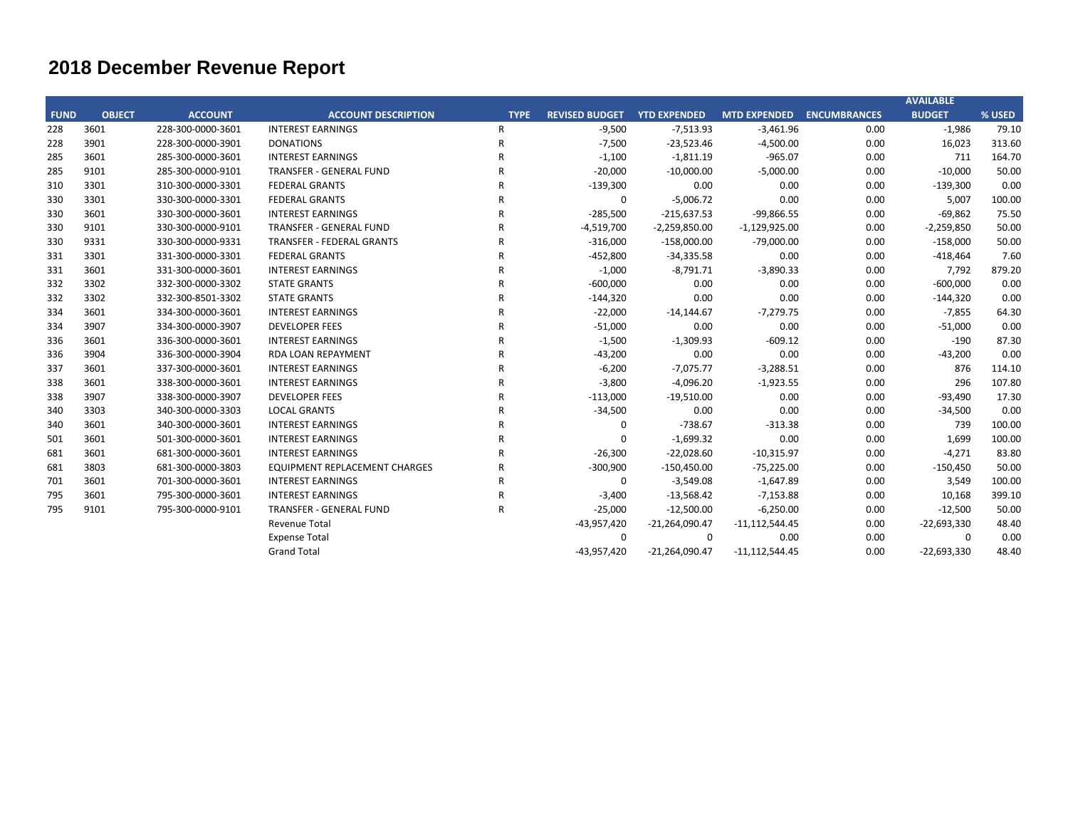# 2018 December Revenue Report

| FUND | OBJECT | ACCOUNT | ACCOUNT DESCRIPTION | TYPE | REVISED BUDGET | YTD EXPENDED | MTD EXPENDED | ENCUMBRANCES | AVAILABLE BUDGET | % USED |
|---|---|---|---|---|---|---|---|---|---|---|
| 228 | 3601 | 228-300-0000-3601 | INTEREST EARNINGS | R | -9,500 | -7,513.93 | -3,461.96 | 0.00 | -1,986 | 79.10 |
| 228 | 3901 | 228-300-0000-3901 | DONATIONS | R | -7,500 | -23,523.46 | -4,500.00 | 0.00 | 16,023 | 313.60 |
| 285 | 3601 | 285-300-0000-3601 | INTEREST EARNINGS | R | -1,100 | -1,811.19 | -965.07 | 0.00 | 711 | 164.70 |
| 285 | 9101 | 285-300-0000-9101 | TRANSFER - GENERAL FUND | R | -20,000 | -10,000.00 | -5,000.00 | 0.00 | -10,000 | 50.00 |
| 310 | 3301 | 310-300-0000-3301 | FEDERAL GRANTS | R | -139,300 | 0.00 | 0.00 | 0.00 | -139,300 | 0.00 |
| 330 | 3301 | 330-300-0000-3301 | FEDERAL GRANTS | R | 0 | -5,006.72 | 0.00 | 0.00 | 5,007 | 100.00 |
| 330 | 3601 | 330-300-0000-3601 | INTEREST EARNINGS | R | -285,500 | -215,637.53 | -99,866.55 | 0.00 | -69,862 | 75.50 |
| 330 | 9101 | 330-300-0000-9101 | TRANSFER - GENERAL FUND | R | -4,519,700 | -2,259,850.00 | -1,129,925.00 | 0.00 | -2,259,850 | 50.00 |
| 330 | 9331 | 330-300-0000-9331 | TRANSFER - FEDERAL GRANTS | R | -316,000 | -158,000.00 | -79,000.00 | 0.00 | -158,000 | 50.00 |
| 331 | 3301 | 331-300-0000-3301 | FEDERAL GRANTS | R | -452,800 | -34,335.58 | 0.00 | 0.00 | -418,464 | 7.60 |
| 331 | 3601 | 331-300-0000-3601 | INTEREST EARNINGS | R | -1,000 | -8,791.71 | -3,890.33 | 0.00 | 7,792 | 879.20 |
| 332 | 3302 | 332-300-0000-3302 | STATE GRANTS | R | -600,000 | 0.00 | 0.00 | 0.00 | -600,000 | 0.00 |
| 332 | 3302 | 332-300-8501-3302 | STATE GRANTS | R | -144,320 | 0.00 | 0.00 | 0.00 | -144,320 | 0.00 |
| 334 | 3601 | 334-300-0000-3601 | INTEREST EARNINGS | R | -22,000 | -14,144.67 | -7,279.75 | 0.00 | -7,855 | 64.30 |
| 334 | 3907 | 334-300-0000-3907 | DEVELOPER FEES | R | -51,000 | 0.00 | 0.00 | 0.00 | -51,000 | 0.00 |
| 336 | 3601 | 336-300-0000-3601 | INTEREST EARNINGS | R | -1,500 | -1,309.93 | -609.12 | 0.00 | -190 | 87.30 |
| 336 | 3904 | 336-300-0000-3904 | RDA LOAN REPAYMENT | R | -43,200 | 0.00 | 0.00 | 0.00 | -43,200 | 0.00 |
| 337 | 3601 | 337-300-0000-3601 | INTEREST EARNINGS | R | -6,200 | -7,075.77 | -3,288.51 | 0.00 | 876 | 114.10 |
| 338 | 3601 | 338-300-0000-3601 | INTEREST EARNINGS | R | -3,800 | -4,096.20 | -1,923.55 | 0.00 | 296 | 107.80 |
| 338 | 3907 | 338-300-0000-3907 | DEVELOPER FEES | R | -113,000 | -19,510.00 | 0.00 | 0.00 | -93,490 | 17.30 |
| 340 | 3303 | 340-300-0000-3303 | LOCAL GRANTS | R | -34,500 | 0.00 | 0.00 | 0.00 | -34,500 | 0.00 |
| 340 | 3601 | 340-300-0000-3601 | INTEREST EARNINGS | R | 0 | -738.67 | -313.38 | 0.00 | 739 | 100.00 |
| 501 | 3601 | 501-300-0000-3601 | INTEREST EARNINGS | R | 0 | -1,699.32 | 0.00 | 0.00 | 1,699 | 100.00 |
| 681 | 3601 | 681-300-0000-3601 | INTEREST EARNINGS | R | -26,300 | -22,028.60 | -10,315.97 | 0.00 | -4,271 | 83.80 |
| 681 | 3803 | 681-300-0000-3803 | EQUIPMENT REPLACEMENT CHARGES | R | -300,900 | -150,450.00 | -75,225.00 | 0.00 | -150,450 | 50.00 |
| 701 | 3601 | 701-300-0000-3601 | INTEREST EARNINGS | R | 0 | -3,549.08 | -1,647.89 | 0.00 | 3,549 | 100.00 |
| 795 | 3601 | 795-300-0000-3601 | INTEREST EARNINGS | R | -3,400 | -13,568.42 | -7,153.88 | 0.00 | 10,168 | 399.10 |
| 795 | 9101 | 795-300-0000-9101 | TRANSFER - GENERAL FUND | R | -25,000 | -12,500.00 | -6,250.00 | 0.00 | -12,500 | 50.00 |
| | | | Revenue Total | | -43,957,420 | -21,264,090.47 | -11,112,544.45 | 0.00 | -22,693,330 | 48.40 |
| | | | Expense Total | | 0 | 0 | 0.00 | 0.00 | 0 | 0.00 |
| | | | Grand Total | | -43,957,420 | -21,264,090.47 | -11,112,544.45 | 0.00 | -22,693,330 | 48.40 |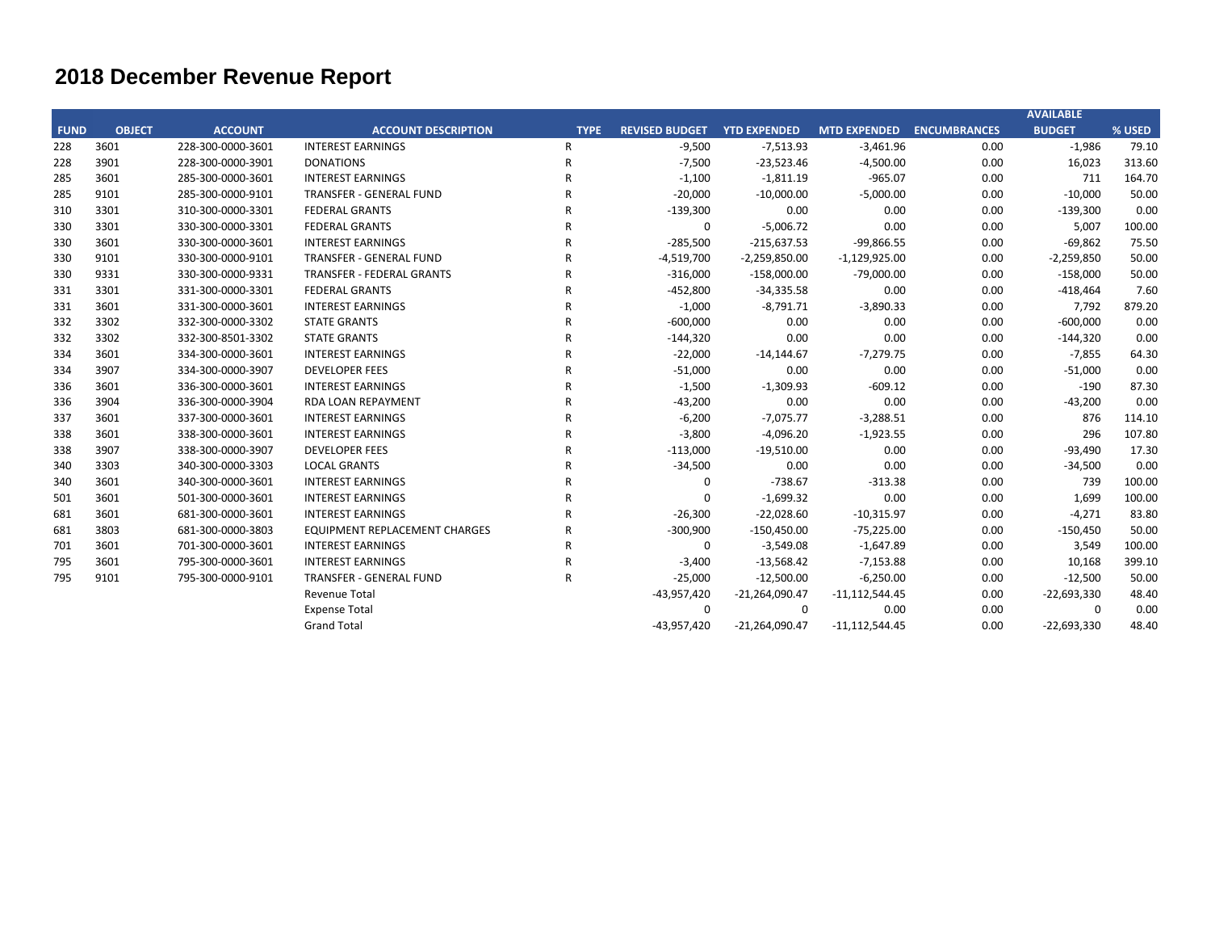# 2018 December Revenue Report

| FUND | OBJECT | ACCOUNT | ACCOUNT DESCRIPTION | TYPE | REVISED BUDGET | YTD EXPENDED | MTD EXPENDED | ENCUMBRANCES | AVAILABLE BUDGET | % USED |
|---|---|---|---|---|---|---|---|---|---|---|
| 228 | 3601 | 228-300-0000-3601 | INTEREST EARNINGS | R | -9,500 | -7,513.93 | -3,461.96 | 0.00 | -1,986 | 79.10 |
| 228 | 3901 | 228-300-0000-3901 | DONATIONS | R | -7,500 | -23,523.46 | -4,500.00 | 0.00 | 16,023 | 313.60 |
| 285 | 3601 | 285-300-0000-3601 | INTEREST EARNINGS | R | -1,100 | -1,811.19 | -965.07 | 0.00 | 711 | 164.70 |
| 285 | 9101 | 285-300-0000-9101 | TRANSFER - GENERAL FUND | R | -20,000 | -10,000.00 | -5,000.00 | 0.00 | -10,000 | 50.00 |
| 310 | 3301 | 310-300-0000-3301 | FEDERAL GRANTS | R | -139,300 | 0.00 | 0.00 | 0.00 | -139,300 | 0.00 |
| 330 | 3301 | 330-300-0000-3301 | FEDERAL GRANTS | R | 0 | -5,006.72 | 0.00 | 0.00 | 5,007 | 100.00 |
| 330 | 3601 | 330-300-0000-3601 | INTEREST EARNINGS | R | -285,500 | -215,637.53 | -99,866.55 | 0.00 | -69,862 | 75.50 |
| 330 | 9101 | 330-300-0000-9101 | TRANSFER - GENERAL FUND | R | -4,519,700 | -2,259,850.00 | -1,129,925.00 | 0.00 | -2,259,850 | 50.00 |
| 330 | 9331 | 330-300-0000-9331 | TRANSFER - FEDERAL GRANTS | R | -316,000 | -158,000.00 | -79,000.00 | 0.00 | -158,000 | 50.00 |
| 331 | 3301 | 331-300-0000-3301 | FEDERAL GRANTS | R | -452,800 | -34,335.58 | 0.00 | 0.00 | -418,464 | 7.60 |
| 331 | 3601 | 331-300-0000-3601 | INTEREST EARNINGS | R | -1,000 | -8,791.71 | -3,890.33 | 0.00 | 7,792 | 879.20 |
| 332 | 3302 | 332-300-0000-3302 | STATE GRANTS | R | -600,000 | 0.00 | 0.00 | 0.00 | -600,000 | 0.00 |
| 332 | 3302 | 332-300-8501-3302 | STATE GRANTS | R | -144,320 | 0.00 | 0.00 | 0.00 | -144,320 | 0.00 |
| 334 | 3601 | 334-300-0000-3601 | INTEREST EARNINGS | R | -22,000 | -14,144.67 | -7,279.75 | 0.00 | -7,855 | 64.30 |
| 334 | 3907 | 334-300-0000-3907 | DEVELOPER FEES | R | -51,000 | 0.00 | 0.00 | 0.00 | -51,000 | 0.00 |
| 336 | 3601 | 336-300-0000-3601 | INTEREST EARNINGS | R | -1,500 | -1,309.93 | -609.12 | 0.00 | -190 | 87.30 |
| 336 | 3904 | 336-300-0000-3904 | RDA LOAN REPAYMENT | R | -43,200 | 0.00 | 0.00 | 0.00 | -43,200 | 0.00 |
| 337 | 3601 | 337-300-0000-3601 | INTEREST EARNINGS | R | -6,200 | -7,075.77 | -3,288.51 | 0.00 | 876 | 114.10 |
| 338 | 3601 | 338-300-0000-3601 | INTEREST EARNINGS | R | -3,800 | -4,096.20 | -1,923.55 | 0.00 | 296 | 107.80 |
| 338 | 3907 | 338-300-0000-3907 | DEVELOPER FEES | R | -113,000 | -19,510.00 | 0.00 | 0.00 | -93,490 | 17.30 |
| 340 | 3303 | 340-300-0000-3303 | LOCAL GRANTS | R | -34,500 | 0.00 | 0.00 | 0.00 | -34,500 | 0.00 |
| 340 | 3601 | 340-300-0000-3601 | INTEREST EARNINGS | R | 0 | -738.67 | -313.38 | 0.00 | 739 | 100.00 |
| 501 | 3601 | 501-300-0000-3601 | INTEREST EARNINGS | R | 0 | -1,699.32 | 0.00 | 0.00 | 1,699 | 100.00 |
| 681 | 3601 | 681-300-0000-3601 | INTEREST EARNINGS | R | -26,300 | -22,028.60 | -10,315.97 | 0.00 | -4,271 | 83.80 |
| 681 | 3803 | 681-300-0000-3803 | EQUIPMENT REPLACEMENT CHARGES | R | -300,900 | -150,450.00 | -75,225.00 | 0.00 | -150,450 | 50.00 |
| 701 | 3601 | 701-300-0000-3601 | INTEREST EARNINGS | R | 0 | -3,549.08 | -1,647.89 | 0.00 | 3,549 | 100.00 |
| 795 | 3601 | 795-300-0000-3601 | INTEREST EARNINGS | R | -3,400 | -13,568.42 | -7,153.88 | 0.00 | 10,168 | 399.10 |
| 795 | 9101 | 795-300-0000-9101 | TRANSFER - GENERAL FUND | R | -25,000 | -12,500.00 | -6,250.00 | 0.00 | -12,500 | 50.00 |
| | | | Revenue Total | | -43,957,420 | -21,264,090.47 | -11,112,544.45 | 0.00 | -22,693,330 | 48.40 |
| | | | Expense Total | | 0 | 0 | 0.00 | 0.00 | 0 | 0.00 |
| | | | Grand Total | | -43,957,420 | -21,264,090.47 | -11,112,544.45 | 0.00 | -22,693,330 | 48.40 |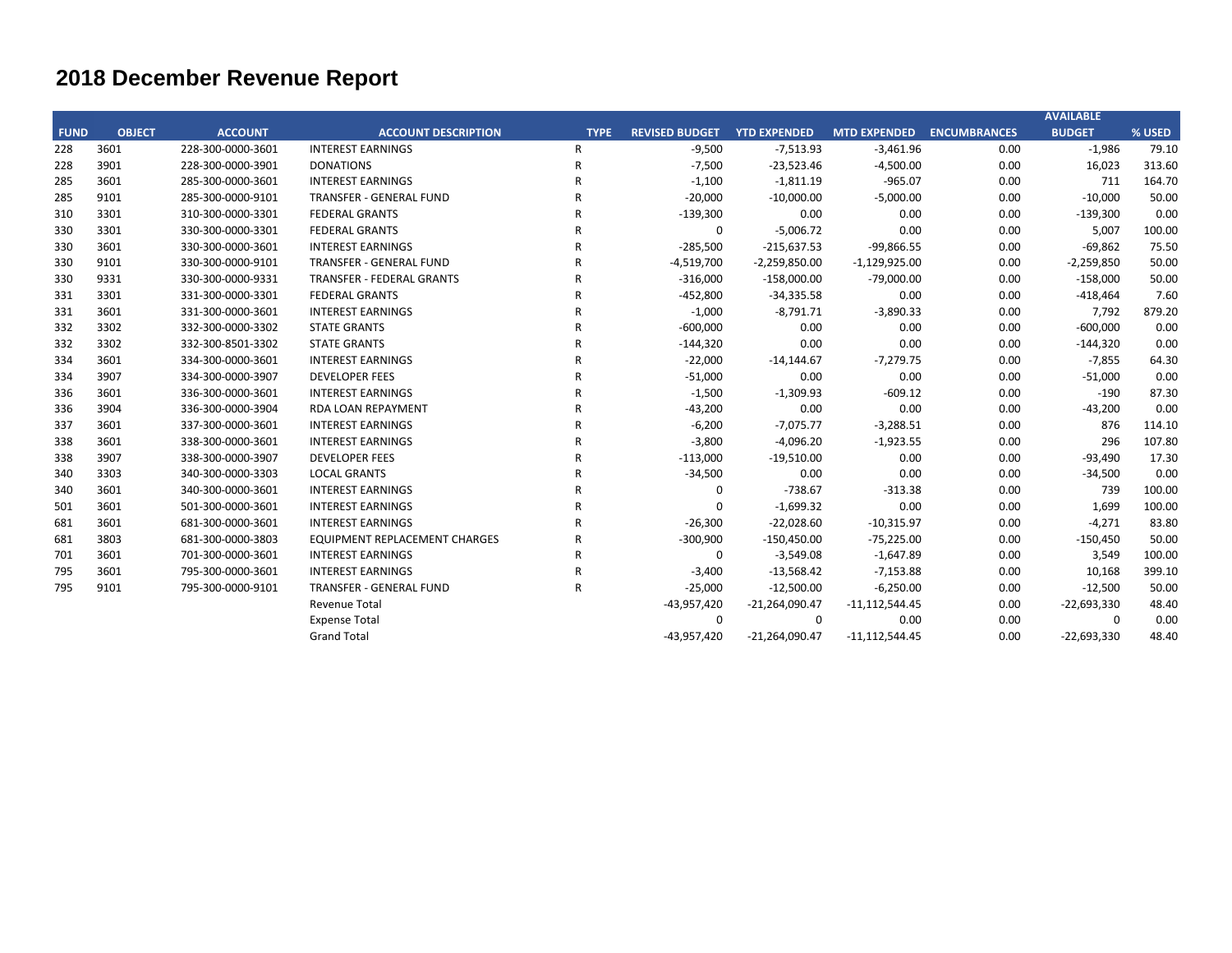# 2018 December Revenue Report

| FUND | OBJECT | ACCOUNT | ACCOUNT DESCRIPTION | TYPE | REVISED BUDGET | YTD EXPENDED | MTD EXPENDED | ENCUMBRANCES | AVAILABLE BUDGET | % USED |
|---|---|---|---|---|---|---|---|---|---|---|
| 228 | 3601 | 228-300-0000-3601 | INTEREST EARNINGS | R | -9,500 | -7,513.93 | -3,461.96 | 0.00 | -1,986 | 79.10 |
| 228 | 3901 | 228-300-0000-3901 | DONATIONS | R | -7,500 | -23,523.46 | -4,500.00 | 0.00 | 16,023 | 313.60 |
| 285 | 3601 | 285-300-0000-3601 | INTEREST EARNINGS | R | -1,100 | -1,811.19 | -965.07 | 0.00 | 711 | 164.70 |
| 285 | 9101 | 285-300-0000-9101 | TRANSFER - GENERAL FUND | R | -20,000 | -10,000.00 | -5,000.00 | 0.00 | -10,000 | 50.00 |
| 310 | 3301 | 310-300-0000-3301 | FEDERAL GRANTS | R | -139,300 | 0.00 | 0.00 | 0.00 | -139,300 | 0.00 |
| 330 | 3301 | 330-300-0000-3301 | FEDERAL GRANTS | R | 0 | -5,006.72 | 0.00 | 0.00 | 5,007 | 100.00 |
| 330 | 3601 | 330-300-0000-3601 | INTEREST EARNINGS | R | -285,500 | -215,637.53 | -99,866.55 | 0.00 | -69,862 | 75.50 |
| 330 | 9101 | 330-300-0000-9101 | TRANSFER - GENERAL FUND | R | -4,519,700 | -2,259,850.00 | -1,129,925.00 | 0.00 | -2,259,850 | 50.00 |
| 330 | 9331 | 330-300-0000-9331 | TRANSFER - FEDERAL GRANTS | R | -316,000 | -158,000.00 | -79,000.00 | 0.00 | -158,000 | 50.00 |
| 331 | 3301 | 331-300-0000-3301 | FEDERAL GRANTS | R | -452,800 | -34,335.58 | 0.00 | 0.00 | -418,464 | 7.60 |
| 331 | 3601 | 331-300-0000-3601 | INTEREST EARNINGS | R | -1,000 | -8,791.71 | -3,890.33 | 0.00 | 7,792 | 879.20 |
| 332 | 3302 | 332-300-0000-3302 | STATE GRANTS | R | -600,000 | 0.00 | 0.00 | 0.00 | -600,000 | 0.00 |
| 332 | 3302 | 332-300-8501-3302 | STATE GRANTS | R | -144,320 | 0.00 | 0.00 | 0.00 | -144,320 | 0.00 |
| 334 | 3601 | 334-300-0000-3601 | INTEREST EARNINGS | R | -22,000 | -14,144.67 | -7,279.75 | 0.00 | -7,855 | 64.30 |
| 334 | 3907 | 334-300-0000-3907 | DEVELOPER FEES | R | -51,000 | 0.00 | 0.00 | 0.00 | -51,000 | 0.00 |
| 336 | 3601 | 336-300-0000-3601 | INTEREST EARNINGS | R | -1,500 | -1,309.93 | -609.12 | 0.00 | -190 | 87.30 |
| 336 | 3904 | 336-300-0000-3904 | RDA LOAN REPAYMENT | R | -43,200 | 0.00 | 0.00 | 0.00 | -43,200 | 0.00 |
| 337 | 3601 | 337-300-0000-3601 | INTEREST EARNINGS | R | -6,200 | -7,075.77 | -3,288.51 | 0.00 | 876 | 114.10 |
| 338 | 3601 | 338-300-0000-3601 | INTEREST EARNINGS | R | -3,800 | -4,096.20 | -1,923.55 | 0.00 | 296 | 107.80 |
| 338 | 3907 | 338-300-0000-3907 | DEVELOPER FEES | R | -113,000 | -19,510.00 | 0.00 | 0.00 | -93,490 | 17.30 |
| 340 | 3303 | 340-300-0000-3303 | LOCAL GRANTS | R | -34,500 | 0.00 | 0.00 | 0.00 | -34,500 | 0.00 |
| 340 | 3601 | 340-300-0000-3601 | INTEREST EARNINGS | R | 0 | -738.67 | -313.38 | 0.00 | 739 | 100.00 |
| 501 | 3601 | 501-300-0000-3601 | INTEREST EARNINGS | R | 0 | -1,699.32 | 0.00 | 0.00 | 1,699 | 100.00 |
| 681 | 3601 | 681-300-0000-3601 | INTEREST EARNINGS | R | -26,300 | -22,028.60 | -10,315.97 | 0.00 | -4,271 | 83.80 |
| 681 | 3803 | 681-300-0000-3803 | EQUIPMENT REPLACEMENT CHARGES | R | -300,900 | -150,450.00 | -75,225.00 | 0.00 | -150,450 | 50.00 |
| 701 | 3601 | 701-300-0000-3601 | INTEREST EARNINGS | R | 0 | -3,549.08 | -1,647.89 | 0.00 | 3,549 | 100.00 |
| 795 | 3601 | 795-300-0000-3601 | INTEREST EARNINGS | R | -3,400 | -13,568.42 | -7,153.88 | 0.00 | 10,168 | 399.10 |
| 795 | 9101 | 795-300-0000-9101 | TRANSFER - GENERAL FUND | R | -25,000 | -12,500.00 | -6,250.00 | 0.00 | -12,500 | 50.00 |
| | | | Revenue Total | | -43,957,420 | -21,264,090.47 | -11,112,544.45 | 0.00 | -22,693,330 | 48.40 |
| | | | Expense Total | | 0 | 0 | 0.00 | 0.00 | 0 | 0.00 |
| | | | Grand Total | | -43,957,420 | -21,264,090.47 | -11,112,544.45 | 0.00 | -22,693,330 | 48.40 |